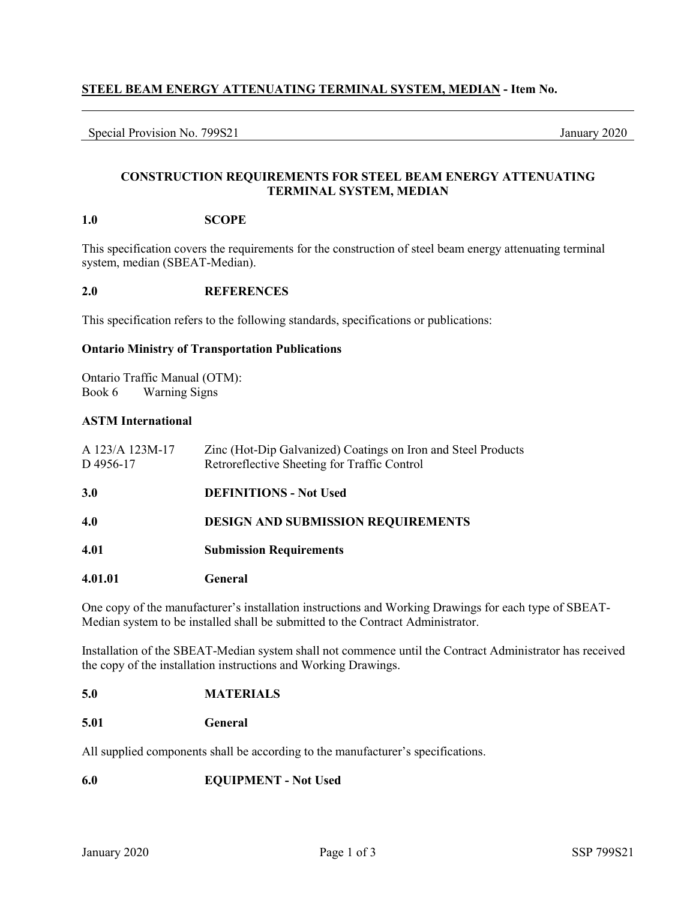## STEEL BEAM ENERGY ATTENUATING TERMINAL SYSTEM, MEDIAN - Item No.

Special Provision No. 799S21 January 2020

### CONSTRUCTION REQUIREMENTS FOR STEEL BEAM ENERGY ATTENUATING TERMINAL SYSTEM, MEDIAN

### 1.0 SCOPE

This specification covers the requirements for the construction of steel beam energy attenuating terminal system, median (SBEAT-Median).

### 2.0 REFERENCES

This specification refers to the following standards, specifications or publications:

**Ontario Ministry of Transportation Publications**

Ontario Traffic Manual (OTM):
Book 6 Warning Signs

**ASTM International**

A 123/A 123M-17 Zinc (Hot-Dip Galvanized) Coatings on Iron and Steel Products
D 4956-17 Retroreflective Sheeting for Traffic Control

### 3.0 DEFINITIONS - Not Used

### 4.0 DESIGN AND SUBMISSION REQUIREMENTS

### 4.01 Submission Requirements

### 4.01.01 General

One copy of the manufacturer's installation instructions and Working Drawings for each type of SBEAT-Median system to be installed shall be submitted to the Contract Administrator.

Installation of the SBEAT-Median system shall not commence until the Contract Administrator has received the copy of the installation instructions and Working Drawings.

### 5.0 MATERIALS

### 5.01 General

All supplied components shall be according to the manufacturer's specifications.

### 6.0 EQUIPMENT - Not Used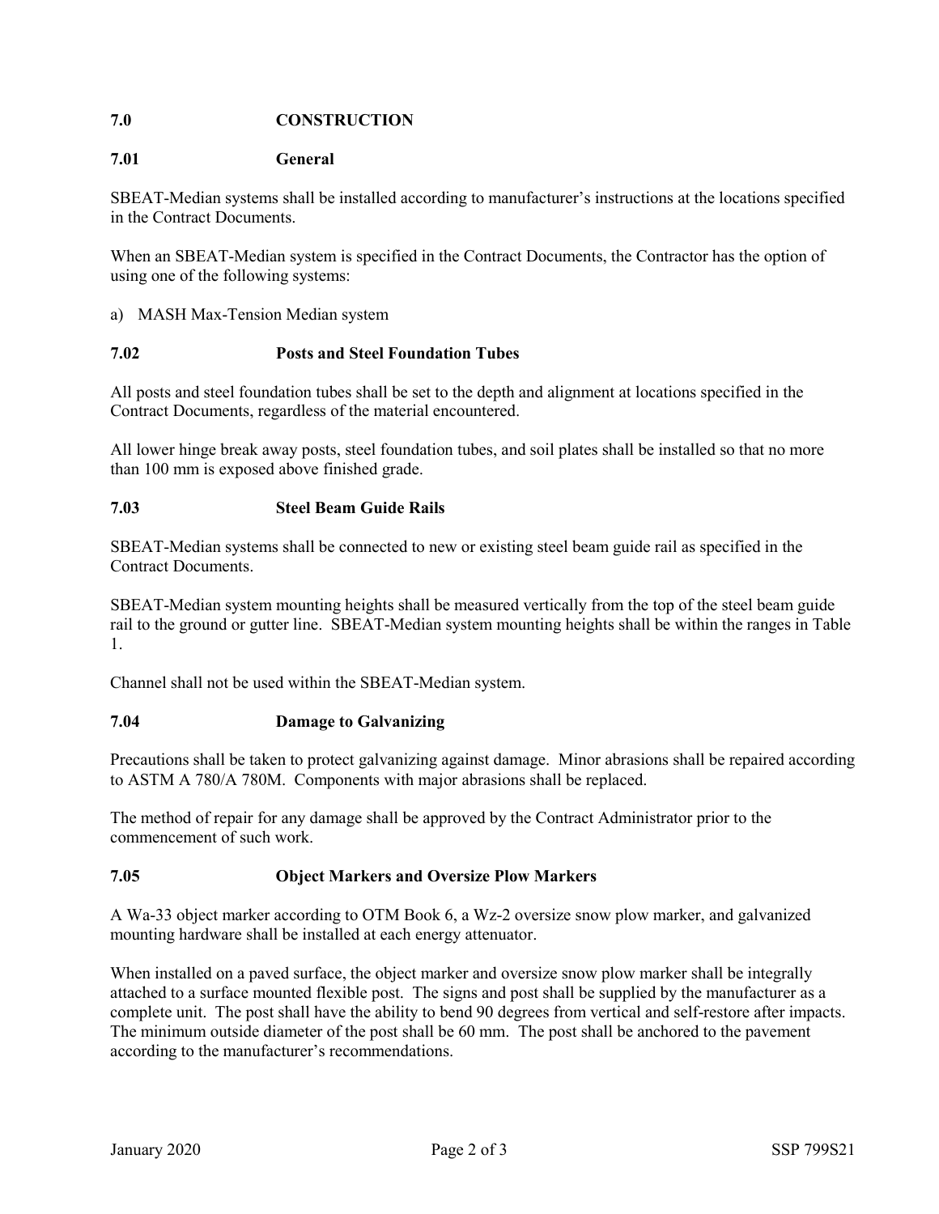## 7.0 CONSTRUCTION

### 7.01 General

SBEAT-Median systems shall be installed according to manufacturer's instructions at the locations specified in the Contract Documents.

When an SBEAT-Median system is specified in the Contract Documents, the Contractor has the option of using one of the following systems:

a) MASH Max-Tension Median system

### 7.02 Posts and Steel Foundation Tubes

All posts and steel foundation tubes shall be set to the depth and alignment at locations specified in the Contract Documents, regardless of the material encountered.

All lower hinge break away posts, steel foundation tubes, and soil plates shall be installed so that no more than 100 mm is exposed above finished grade.

### 7.03 Steel Beam Guide Rails

SBEAT-Median systems shall be connected to new or existing steel beam guide rail as specified in the Contract Documents.

SBEAT-Median system mounting heights shall be measured vertically from the top of the steel beam guide rail to the ground or gutter line. SBEAT-Median system mounting heights shall be within the ranges in Table 1.

Channel shall not be used within the SBEAT-Median system.

### 7.04 Damage to Galvanizing

Precautions shall be taken to protect galvanizing against damage. Minor abrasions shall be repaired according to ASTM A 780/A 780M. Components with major abrasions shall be replaced.

The method of repair for any damage shall be approved by the Contract Administrator prior to the commencement of such work.

### 7.05 Object Markers and Oversize Plow Markers

A Wa-33 object marker according to OTM Book 6, a Wz-2 oversize snow plow marker, and galvanized mounting hardware shall be installed at each energy attenuator.

When installed on a paved surface, the object marker and oversize snow plow marker shall be integrally attached to a surface mounted flexible post. The signs and post shall be supplied by the manufacturer as a complete unit. The post shall have the ability to bend 90 degrees from vertical and self-restore after impacts. The minimum outside diameter of the post shall be 60 mm. The post shall be anchored to the pavement according to the manufacturer's recommendations.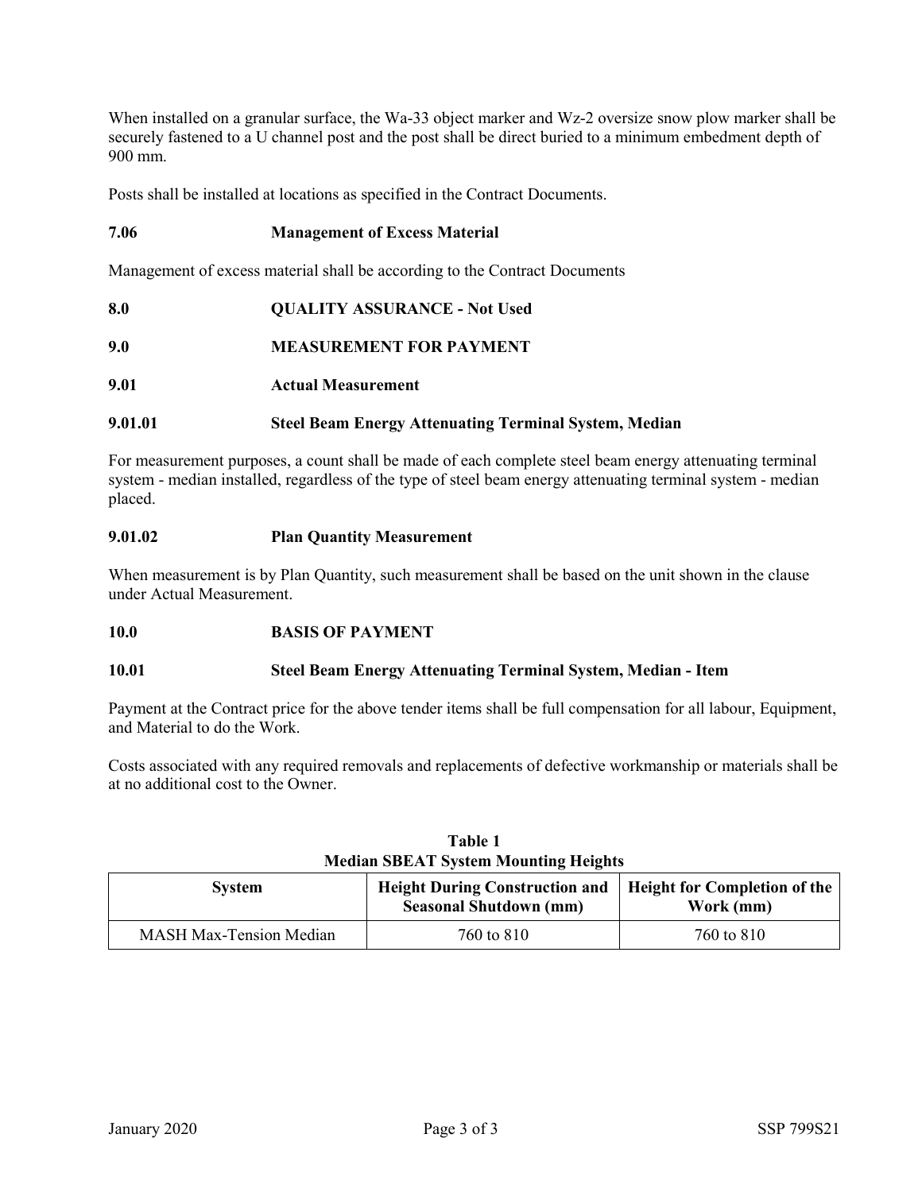When installed on a granular surface, the Wa-33 object marker and Wz-2 oversize snow plow marker shall be securely fastened to a U channel post and the post shall be direct buried to a minimum embedment depth of 900 mm.

Posts shall be installed at locations as specified in the Contract Documents.

### 7.06 Management of Excess Material

Management of excess material shall be according to the Contract Documents

## 8.0 QUALITY ASSURANCE - Not Used

## 9.0 MEASUREMENT FOR PAYMENT

### 9.01 Actual Measurement

#### 9.01.01 Steel Beam Energy Attenuating Terminal System, Median

For measurement purposes, a count shall be made of each complete steel beam energy attenuating terminal system - median installed, regardless of the type of steel beam energy attenuating terminal system - median placed.

#### 9.01.02 Plan Quantity Measurement

When measurement is by Plan Quantity, such measurement shall be based on the unit shown in the clause under Actual Measurement.

## 10.0 BASIS OF PAYMENT

### 10.01 Steel Beam Energy Attenuating Terminal System, Median - Item

Payment at the Contract price for the above tender items shall be full compensation for all labour, Equipment, and Material to do the Work.

Costs associated with any required removals and replacements of defective workmanship or materials shall be at no additional cost to the Owner.

**Table 1**
**Median SBEAT System Mounting Heights**

| System | Height During Construction and Seasonal Shutdown (mm) | Height for Completion of the Work (mm) |
|---|---|---|
| MASH Max-Tension Median | 760 to 810 | 760 to 810 |